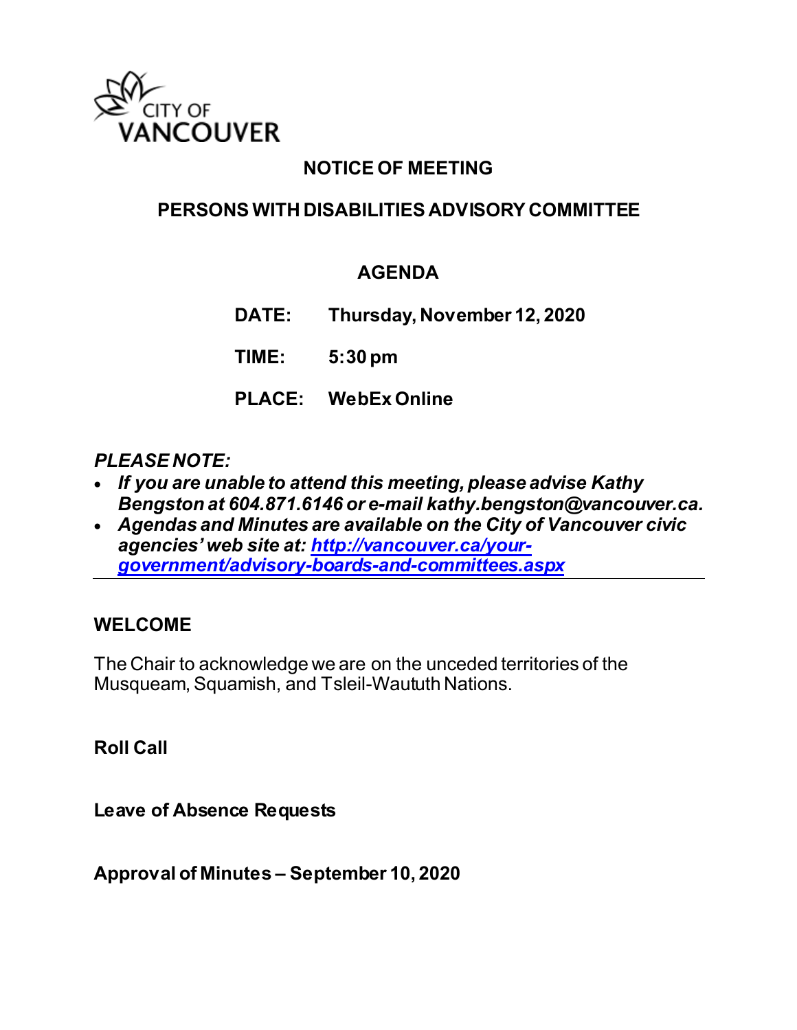CITY OF VANCOUVER

# NOTICE OF MEETING

## PERSONS WITH DISABILITIES ADVISORY COMMITTEE

### AGENDA

**DATE:** **Thursday, November 12, 2020**

**TIME:** **5:30 pm**

**PLACE:** **WebEx Online**

***PLEASE NOTE:***

- ***If you are unable to attend this meeting, please advise Kathy Bengston at 604.871.6146 or e-mail kathy.bengston@vancouver.ca.***
- ***Agendas and Minutes are available on the City of Vancouver civic agencies' web site at: [http://vancouver.ca/your-government/advisory-boards-and-committees.aspx](http://vancouver.ca/your-government/advisory-boards-and-committees.aspx)***

---

**WELCOME**

The Chair to acknowledge we are on the unceded territories of the Musqueam, Squamish, and Tsleil-Waututh Nations.

**Roll Call**

**Leave of Absence Requests**

**Approval of Minutes – September 10, 2020**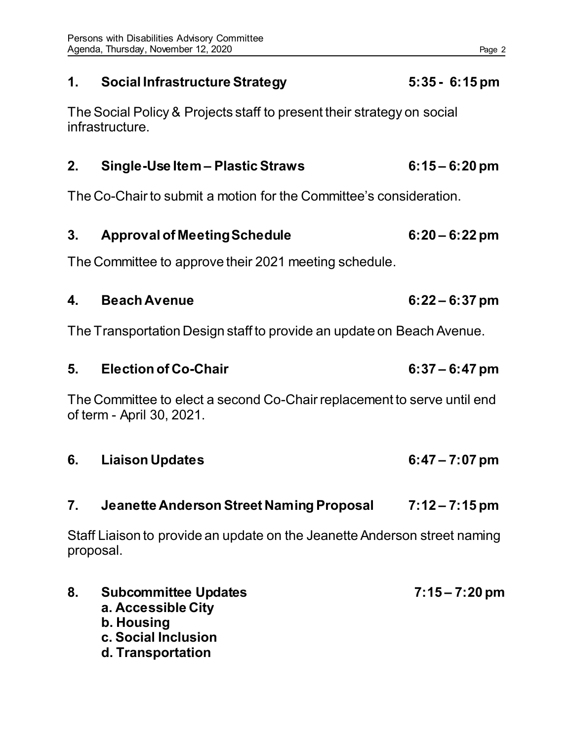**1. Social Infrastructure Strategy 5:35 - 6:15 pm**

The Social Policy & Projects staff to present their strategy on social infrastructure.

**2. Single-Use Item – Plastic Straws 6:15 – 6:20 pm**

The Co-Chair to submit a motion for the Committee's consideration.

**3. Approval of Meeting Schedule 6:20 – 6:22 pm**

The Committee to approve their 2021 meeting schedule.

**4. Beach Avenue 6:22 – 6:37 pm**

The Transportation Design staff to provide an update on Beach Avenue.

**5. Election of Co-Chair 6:37 – 6:47 pm**

The Committee to elect a second Co-Chair replacement to serve until end of term - April 30, 2021.

**6. Liaison Updates 6:47 – 7:07 pm**

**7. Jeanette Anderson Street Naming Proposal 7:12 – 7:15 pm**

Staff Liaison to provide an update on the Jeanette Anderson street naming proposal.

**8. Subcommittee Updates 7:15 – 7:20 pm**

**a. Accessible City**
**b. Housing**
**c. Social Inclusion**
**d. Transportation**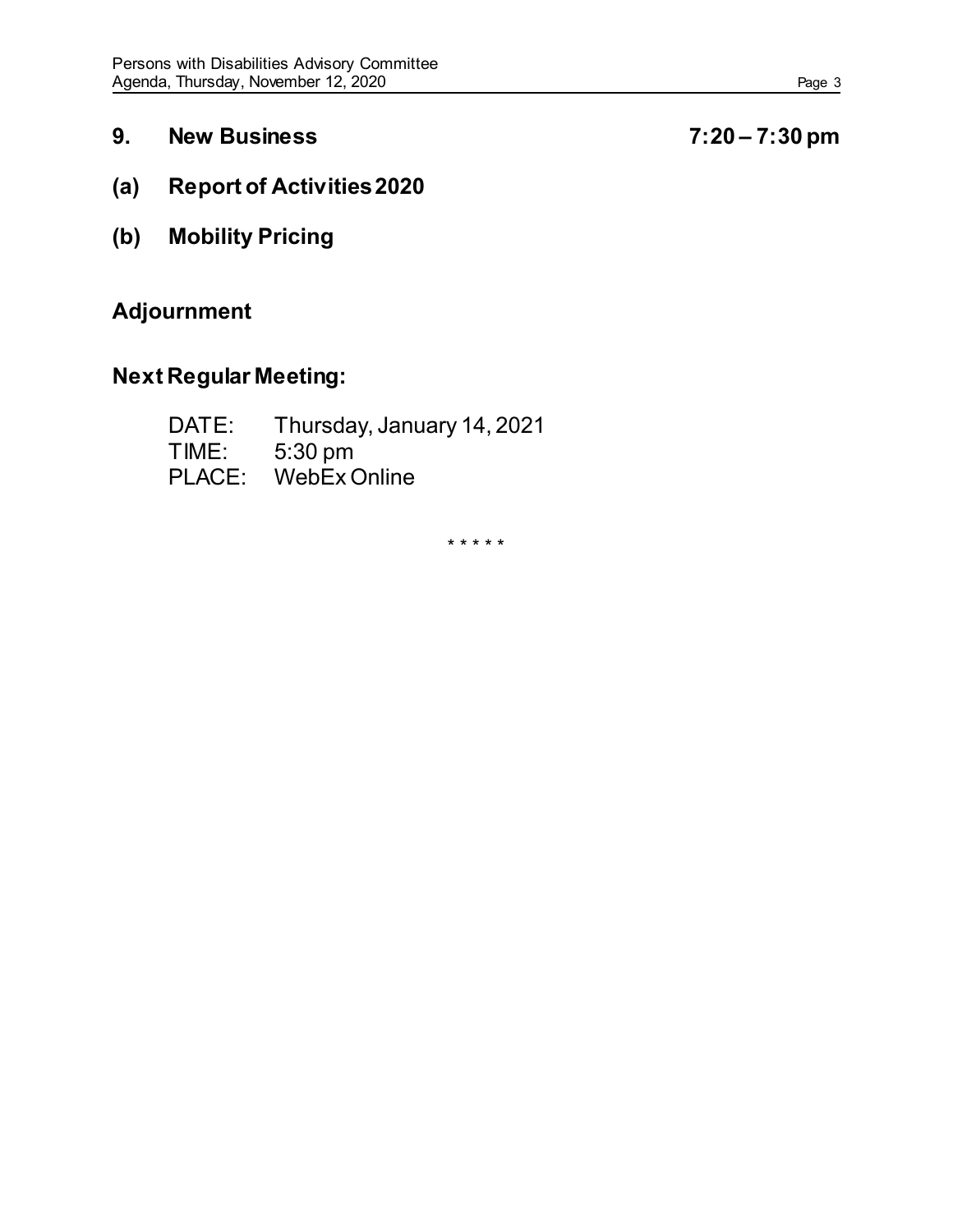## 9. New Business 7:20 – 7:30 pm

### (a) Report of Activities 2020

### (b) Mobility Pricing

## Adjournment

## Next Regular Meeting:

DATE: Thursday, January 14, 2021
TIME: 5:30 pm
PLACE: WebEx Online

* * * * *